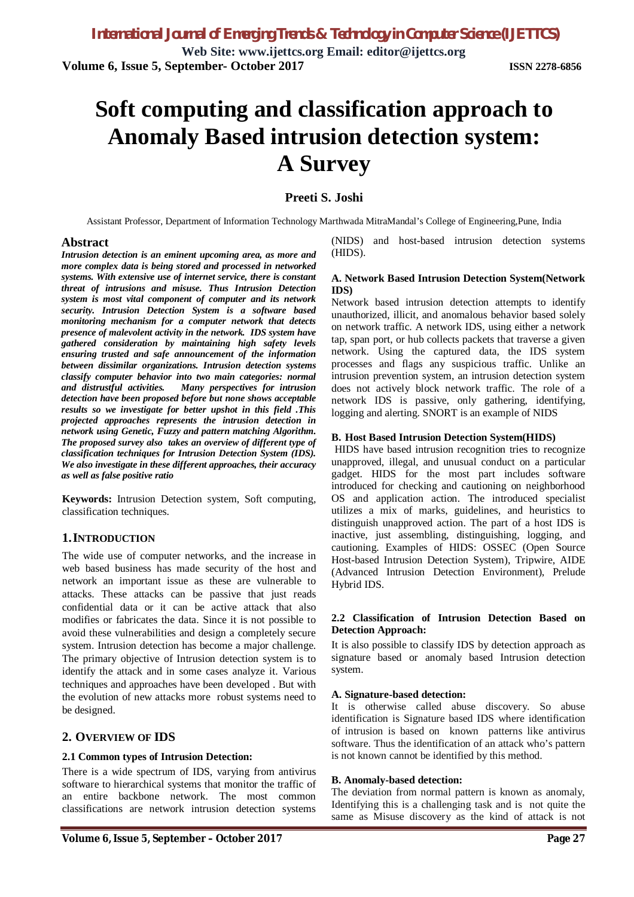# Soft computing and classification approach to Anomaly Based intrusion detection system: A Survey

**Preeti S. Joshi**

Assistant Professor, Department of Information Technology Marthwada MitraMandal's College of Engineering,Pune, India

## Abstract

***Intrusion detection is an eminent upcoming area, as more and more complex data is being stored and processed in networked systems. With extensive use of internet service, there is constant threat of intrusions and misuse. Thus Intrusion Detection system is most vital component of computer and its network security. Intrusion Detection System is a software based monitoring mechanism for a computer network that detects presence of malevolent activity in the network. IDS system have gathered consideration by maintaining high safety levels ensuring trusted and safe announcement of the information between dissimilar organizations. Intrusion detection systems classify computer behavior into two main categories: normal and distrustful activities. Many perspectives for intrusion detection have been proposed before but none shows acceptable results so we investigate for better upshot in this field .This projected approaches represents the intrusion detection in network using Genetic, Fuzzy and pattern matching Algorithm. The proposed survey also takes an overview of different type of classification techniques for Intrusion Detection System (IDS). We also investigate in these different approaches, their accuracy as well as false positive ratio***

**Keywords:** Intrusion Detection system, Soft computing, classification techniques.

## 1. Introduction

The wide use of computer networks, and the increase in web based business has made security of the host and network an important issue as these are vulnerable to attacks. These attacks can be passive that just reads confidential data or it can be active attack that also modifies or fabricates the data. Since it is not possible to avoid these vulnerabilities and design a completely secure system. Intrusion detection has become a major challenge. The primary objective of Intrusion detection system is to identify the attack and in some cases analyze it. Various techniques and approaches have been developed . But with the evolution of new attacks more robust systems need to be designed.

## 2. Overview of IDS

### 2.1 Common types of Intrusion Detection:

There is a wide spectrum of IDS, varying from antivirus software to hierarchical systems that monitor the traffic of an entire backbone network. The most common classifications are network intrusion detection systems (NIDS) and host-based intrusion detection systems (HIDS).

#### A. Network Based Intrusion Detection System(Network IDS)

Network based intrusion detection attempts to identify unauthorized, illicit, and anomalous behavior based solely on network traffic. A network IDS, using either a network tap, span port, or hub collects packets that traverse a given network. Using the captured data, the IDS system processes and flags any suspicious traffic. Unlike an intrusion prevention system, an intrusion detection system does not actively block network traffic. The role of a network IDS is passive, only gathering, identifying, logging and alerting. SNORT is an example of NIDS

#### B. Host Based Intrusion Detection System(HIDS)

HIDS have based intrusion recognition tries to recognize unapproved, illegal, and unusual conduct on a particular gadget. HIDS for the most part includes software introduced for checking and cautioning on neighborhood OS and application action. The introduced specialist utilizes a mix of marks, guidelines, and heuristics to distinguish unapproved action. The part of a host IDS is inactive, just assembling, distinguishing, logging, and cautioning. Examples of HIDS: OSSEC (Open Source Host-based Intrusion Detection System), Tripwire, AIDE (Advanced Intrusion Detection Environment), Prelude Hybrid IDS.

### 2.2 Classification of Intrusion Detection Based on Detection Approach:

It is also possible to classify IDS by detection approach as signature based or anomaly based Intrusion detection system.

#### A. Signature-based detection:

It is otherwise called abuse discovery. So abuse identification is Signature based IDS where identification of intrusion is based on known patterns like antivirus software. Thus the identification of an attack who's pattern is not known cannot be identified by this method.

#### B. Anomaly-based detection:

The deviation from normal pattern is known as anomaly, Identifying this is a challenging task and is not quite the same as Misuse discovery as the kind of attack is not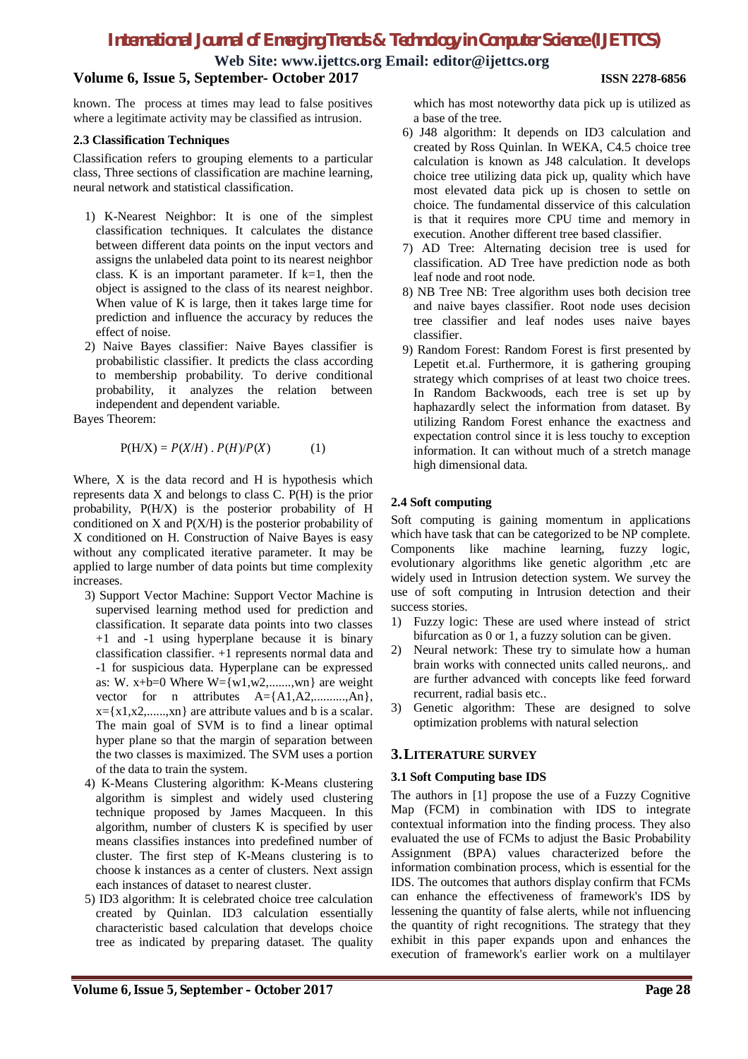known. The process at times may lead to false positives where a legitimate activity may be classified as intrusion.

### 2.3 Classification Techniques

Classification refers to grouping elements to a particular class, Three sections of classification are machine learning, neural network and statistical classification.

1) K-Nearest Neighbor: It is one of the simplest classification techniques. It calculates the distance between different data points on the input vectors and assigns the unlabeled data point to its nearest neighbor class. K is an important parameter. If k=1, then the object is assigned to the class of its nearest neighbor. When value of K is large, then it takes large time for prediction and influence the accuracy by reduces the effect of noise.
2) Naive Bayes classifier: Naive Bayes classifier is probabilistic classifier. It predicts the class according to membership probability. To derive conditional probability, it analyzes the relation between independent and dependent variable.

Bayes Theorem:

$$P(H/X) = P(X/H) \, . \, P(H)/P(X) \qquad (1)$$

Where, X is the data record and H is hypothesis which represents data X and belongs to class C. P(H) is the prior probability, P(H/X) is the posterior probability of H conditioned on X and P(X/H) is the posterior probability of X conditioned on H. Construction of Naive Bayes is easy without any complicated iterative parameter. It may be applied to large number of data points but time complexity increases.

3) Support Vector Machine: Support Vector Machine is supervised learning method used for prediction and classification. It separate data points into two classes +1 and -1 using hyperplane because it is binary classification classifier. +1 represents normal data and -1 for suspicious data. Hyperplane can be expressed as: $W. x+b=0$ Where $W=\{w1,w2,.......,wn\}$ are weight vector for n attributes $A=\{A1,A2,..........,An\}$, $x=\{x1,x2,......,xn\}$ are attribute values and b is a scalar. The main goal of SVM is to find a linear optimal hyper plane so that the margin of separation between the two classes is maximized. The SVM uses a portion of the data to train the system.
4) K-Means Clustering algorithm: K-Means clustering algorithm is simplest and widely used clustering technique proposed by James Macqueen. In this algorithm, number of clusters K is specified by user means classifies instances into predefined number of cluster. The first step of K-Means clustering is to choose k instances as a center of clusters. Next assign each instances of dataset to nearest cluster.
5) ID3 algorithm: It is celebrated choice tree calculation created by Quinlan. ID3 calculation essentially characteristic based calculation that develops choice tree as indicated by preparing dataset. The quality which has most noteworthy data pick up is utilized as a base of the tree.
6) J48 algorithm: It depends on ID3 calculation and created by Ross Quinlan. In WEKA, C4.5 choice tree calculation is known as J48 calculation. It develops choice tree utilizing data pick up, quality which have most elevated data pick up is chosen to settle on choice. The fundamental disservice of this calculation is that it requires more CPU time and memory in execution. Another different tree based classifier.
7) AD Tree: Alternating decision tree is used for classification. AD Tree have prediction node as both leaf node and root node.
8) NB Tree NB: Tree algorithm uses both decision tree and naive bayes classifier. Root node uses decision tree classifier and leaf nodes uses naive bayes classifier.
9) Random Forest: Random Forest is first presented by Lepetit et.al. Furthermore, it is gathering grouping strategy which comprises of at least two choice trees. In Random Backwoods, each tree is set up by haphazardly select the information from dataset. By utilizing Random Forest enhance the exactness and expectation control since it is less touchy to exception information. It can without much of a stretch manage high dimensional data.

### 2.4 Soft computing

Soft computing is gaining momentum in applications which have task that can be categorized to be NP complete. Components like machine learning, fuzzy logic, evolutionary algorithms like genetic algorithm ,etc are widely used in Intrusion detection system. We survey the use of soft computing in Intrusion detection and their success stories.

1) Fuzzy logic: These are used where instead of strict bifurcation as 0 or 1, a fuzzy solution can be given.
2) Neural network: These try to simulate how a human brain works with connected units called neurons,. and are further advanced with concepts like feed forward recurrent, radial basis etc..
3) Genetic algorithm: These are designed to solve optimization problems with natural selection

## 3. LITERATURE SURVEY

### 3.1 Soft Computing base IDS

The authors in [1] propose the use of a Fuzzy Cognitive Map (FCM) in combination with IDS to integrate contextual information into the finding process. They also evaluated the use of FCMs to adjust the Basic Probability Assignment (BPA) values characterized before the information combination process, which is essential for the IDS. The outcomes that authors display confirm that FCMs can enhance the effectiveness of framework's IDS by lessening the quantity of false alerts, while not influencing the quantity of right recognitions. The strategy that they exhibit in this paper expands upon and enhances the execution of framework's earlier work on a multilayer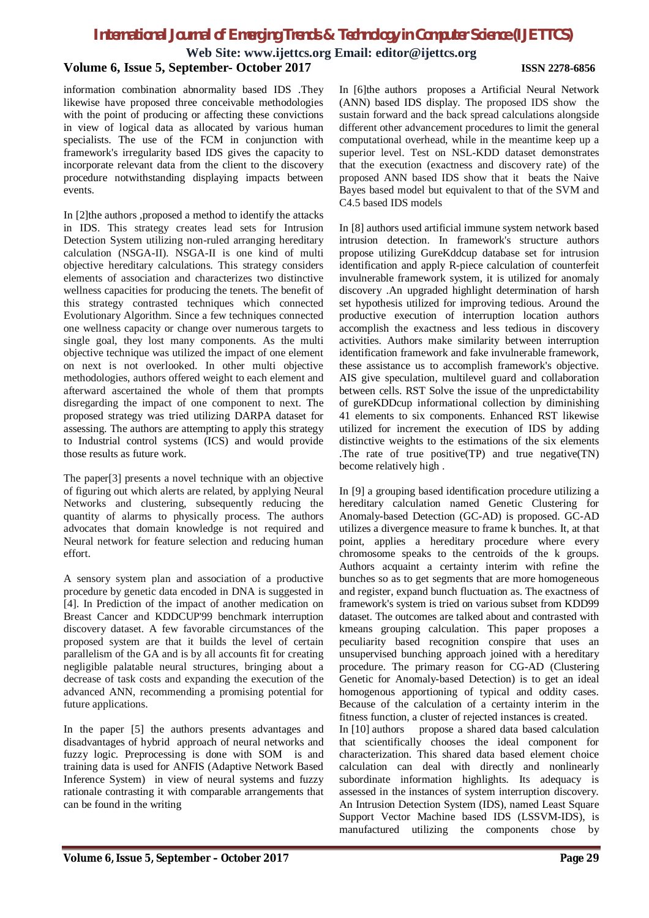information combination abnormality based IDS .They likewise have proposed three conceivable methodologies with the point of producing or affecting these convictions in view of logical data as allocated by various human specialists. The use of the FCM in conjunction with framework's irregularity based IDS gives the capacity to incorporate relevant data from the client to the discovery procedure notwithstanding displaying impacts between events.

In [2]the authors ,proposed a method to identify the attacks in IDS. This strategy creates lead sets for Intrusion Detection System utilizing non-ruled arranging hereditary calculation (NSGA-II). NSGA-II is one kind of multi objective hereditary calculations. This strategy considers elements of association and characterizes two distinctive wellness capacities for producing the tenets. The benefit of this strategy contrasted techniques which connected Evolutionary Algorithm. Since a few techniques connected one wellness capacity or change over numerous targets to single goal, they lost many components. As the multi objective technique was utilized the impact of one element on next is not overlooked. In other multi objective methodologies, authors offered weight to each element and afterward ascertained the whole of them that prompts disregarding the impact of one component to next. The proposed strategy was tried utilizing DARPA dataset for assessing. The authors are attempting to apply this strategy to Industrial control systems (ICS) and would provide those results as future work.

The paper[3] presents a novel technique with an objective of figuring out which alerts are related, by applying Neural Networks and clustering, subsequently reducing the quantity of alarms to physically process. The authors advocates that domain knowledge is not required and Neural network for feature selection and reducing human effort.

A sensory system plan and association of a productive procedure by genetic data encoded in DNA is suggested in [4]. In Prediction of the impact of another medication on Breast Cancer and KDDCUP'99 benchmark interruption discovery dataset. A few favorable circumstances of the proposed system are that it builds the level of certain parallelism of the GA and is by all accounts fit for creating negligible palatable neural structures, bringing about a decrease of task costs and expanding the execution of the advanced ANN, recommending a promising potential for future applications.

In the paper [5] the authors presents advantages and disadvantages of hybrid approach of neural networks and fuzzy logic. Preprocessing is done with SOM is and training data is used for ANFIS (Adaptive Network Based Inference System) in view of neural systems and fuzzy rationale contrasting it with comparable arrangements that can be found in the writing

In [6]the authors proposes a Artificial Neural Network (ANN) based IDS display. The proposed IDS show the sustain forward and the back spread calculations alongside different other advancement procedures to limit the general computational overhead, while in the meantime keep up a superior level. Test on NSL-KDD dataset demonstrates that the execution (exactness and discovery rate) of the proposed ANN based IDS show that it beats the Naive Bayes based model but equivalent to that of the SVM and C4.5 based IDS models

In [8] authors used artificial immune system network based intrusion detection. In framework's structure authors propose utilizing GureKddcup database set for intrusion identification and apply R-piece calculation of counterfeit invulnerable framework system, it is utilized for anomaly discovery .An upgraded highlight determination of harsh set hypothesis utilized for improving tedious. Around the productive execution of interruption location authors accomplish the exactness and less tedious in discovery activities. Authors make similarity between interruption identification framework and fake invulnerable framework, these assistance us to accomplish framework's objective. AIS give speculation, multilevel guard and collaboration between cells. RST Solve the issue of the unpredictability of gureKDDcup informational collection by diminishing 41 elements to six components. Enhanced RST likewise utilized for increment the execution of IDS by adding distinctive weights to the estimations of the six elements .The rate of true positive(TP) and true negative(TN) become relatively high .

In [9] a grouping based identification procedure utilizing a hereditary calculation named Genetic Clustering for Anomaly-based Detection (GC-AD) is proposed. GC-AD utilizes a divergence measure to frame k bunches. It, at that point, applies a hereditary procedure where every chromosome speaks to the centroids of the k groups. Authors acquaint a certainty interim with refine the bunches so as to get segments that are more homogeneous and register, expand bunch fluctuation as. The exactness of framework's system is tried on various subset from KDD99 dataset. The outcomes are talked about and contrasted with kmeans grouping calculation. This paper proposes a peculiarity based recognition conspire that uses an unsupervised bunching approach joined with a hereditary procedure. The primary reason for CG-AD (Clustering Genetic for Anomaly-based Detection) is to get an ideal homogenous apportioning of typical and oddity cases. Because of the calculation of a certainty interim in the fitness function, a cluster of rejected instances is created.

In [10] authors propose a shared data based calculation that scientifically chooses the ideal component for characterization. This shared data based element choice calculation can deal with directly and nonlinearly subordinate information highlights. Its adequacy is assessed in the instances of system interruption discovery. An Intrusion Detection System (IDS), named Least Square Support Vector Machine based IDS (LSSVM-IDS), is manufactured utilizing the components chose by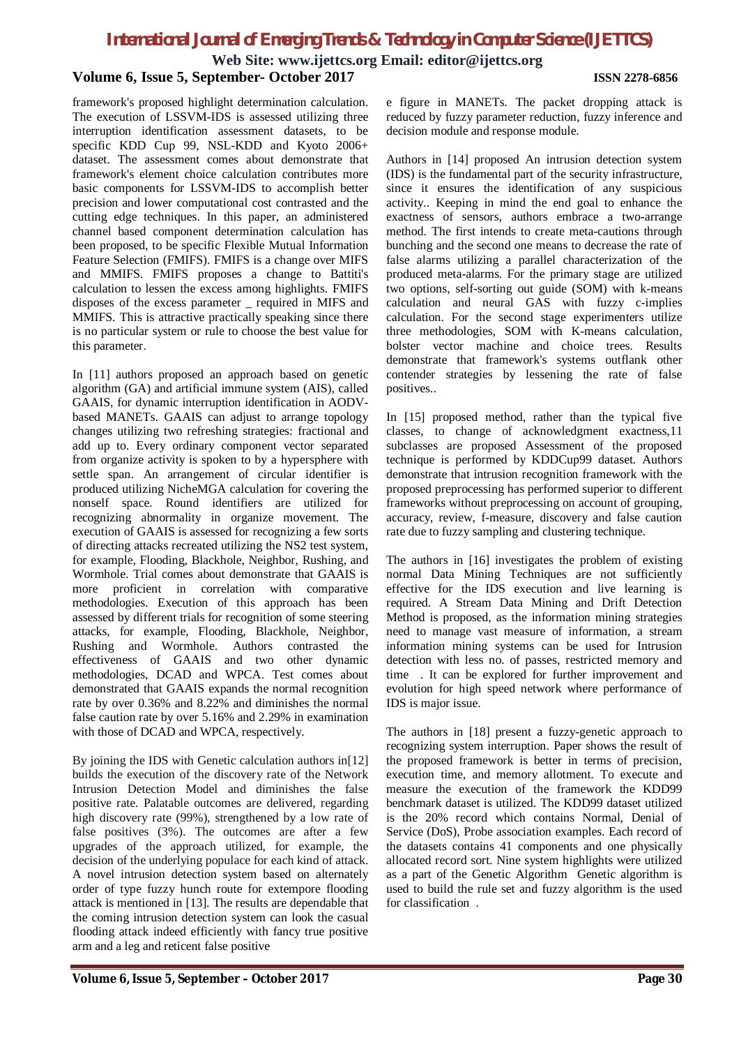framework's proposed highlight determination calculation. The execution of LSSVM-IDS is assessed utilizing three interruption identification assessment datasets, to be specific KDD Cup 99, NSL-KDD and Kyoto 2006+ dataset. The assessment comes about demonstrate that framework's element choice calculation contributes more basic components for LSSVM-IDS to accomplish better precision and lower computational cost contrasted and the cutting edge techniques. In this paper, an administered channel based component determination calculation has been proposed, to be specific Flexible Mutual Information Feature Selection (FMIFS). FMIFS is a change over MIFS and MMIFS. FMIFS proposes a change to Battiti's calculation to lessen the excess among highlights. FMIFS disposes of the excess parameter _ required in MIFS and MMIFS. This is attractive practically speaking since there is no particular system or rule to choose the best value for this parameter.

In [11] authors proposed an approach based on genetic algorithm (GA) and artificial immune system (AIS), called GAAIS, for dynamic interruption identification in AODV-based MANETs. GAAIS can adjust to arrange topology changes utilizing two refreshing strategies: fractional and add up to. Every ordinary component vector separated from organize activity is spoken to by a hypersphere with settle span. An arrangement of circular identifier is produced utilizing NicheMGA calculation for covering the nonself space. Round identifiers are utilized for recognizing abnormality in organize movement. The execution of GAAIS is assessed for recognizing a few sorts of directing attacks recreated utilizing the NS2 test system, for example, Flooding, Blackhole, Neighbor, Rushing, and Wormhole. Trial comes about demonstrate that GAAIS is more proficient in correlation with comparative methodologies. Execution of this approach has been assessed by different trials for recognition of some steering attacks, for example, Flooding, Blackhole, Neighbor, Rushing and Wormhole. Authors contrasted the effectiveness of GAAIS and two other dynamic methodologies, DCAD and WPCA. Test comes about demonstrated that GAAIS expands the normal recognition rate by over 0.36% and 8.22% and diminishes the normal false caution rate by over 5.16% and 2.29% in examination with those of DCAD and WPCA, respectively.

By joining the IDS with Genetic calculation authors in[12] builds the execution of the discovery rate of the Network Intrusion Detection Model and diminishes the false positive rate. Palatable outcomes are delivered, regarding high discovery rate (99%), strengthened by a low rate of false positives (3%). The outcomes are after a few upgrades of the approach utilized, for example, the decision of the underlying populace for each kind of attack. A novel intrusion detection system based on alternately order of type fuzzy hunch route for extempore flooding attack is mentioned in [13]. The results are dependable that the coming intrusion detection system can look the casual flooding attack indeed efficiently with fancy true positive arm and a leg and reticent false positive e figure in MANETs. The packet dropping attack is reduced by fuzzy parameter reduction, fuzzy inference and decision module and response module.

Authors in [14] proposed An intrusion detection system (IDS) is the fundamental part of the security infrastructure, since it ensures the identification of any suspicious activity.. Keeping in mind the end goal to enhance the exactness of sensors, authors embrace a two-arrange method. The first intends to create meta-cautions through bunching and the second one means to decrease the rate of false alarms utilizing a parallel characterization of the produced meta-alarms. For the primary stage are utilized two options, self-sorting out guide (SOM) with k-means calculation and neural GAS with fuzzy c-implies calculation. For the second stage experimenters utilize three methodologies, SOM with K-means calculation, bolster vector machine and choice trees. Results demonstrate that framework's systems outflank other contender strategies by lessening the rate of false positives..

In [15] proposed method, rather than the typical five classes, to change of acknowledgment exactness,11 subclasses are proposed Assessment of the proposed technique is performed by KDDCup99 dataset. Authors demonstrate that intrusion recognition framework with the proposed preprocessing has performed superior to different frameworks without preprocessing on account of grouping, accuracy, review, f-measure, discovery and false caution rate due to fuzzy sampling and clustering technique.

The authors in [16] investigates the problem of existing normal Data Mining Techniques are not sufficiently effective for the IDS execution and live learning is required. A Stream Data Mining and Drift Detection Method is proposed, as the information mining strategies need to manage vast measure of information, a stream information mining systems can be used for Intrusion detection with less no. of passes, restricted memory and time . It can be explored for further improvement and evolution for high speed network where performance of IDS is major issue.

The authors in [18] present a fuzzy-genetic approach to recognizing system interruption. Paper shows the result of the proposed framework is better in terms of precision, execution time, and memory allotment. To execute and measure the execution of the framework the KDD99 benchmark dataset is utilized. The KDD99 dataset utilized is the 20% record which contains Normal, Denial of Service (DoS), Probe association examples. Each record of the datasets contains 41 components and one physically allocated record sort. Nine system highlights were utilized as a part of the Genetic Algorithm Genetic algorithm is used to build the rule set and fuzzy algorithm is the used for classification .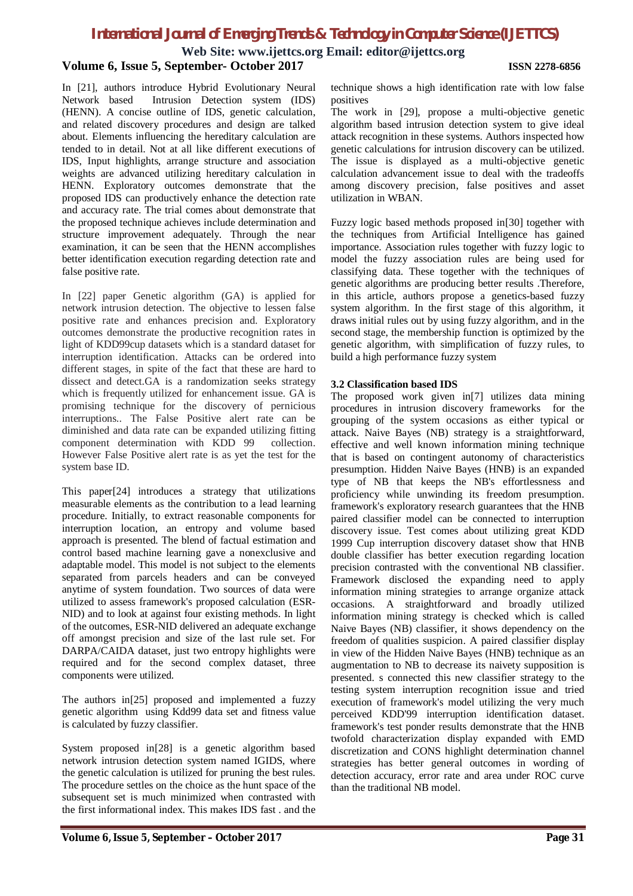In [21], authors introduce Hybrid Evolutionary Neural Network based Intrusion Detection system (IDS) (HENN). A concise outline of IDS, genetic calculation, and related discovery procedures and design are talked about. Elements influencing the hereditary calculation are tended to in detail. Not at all like different executions of IDS, Input highlights, arrange structure and association weights are advanced utilizing hereditary calculation in HENN. Exploratory outcomes demonstrate that the proposed IDS can productively enhance the detection rate and accuracy rate. The trial comes about demonstrate that the proposed technique achieves include determination and structure improvement adequately. Through the near examination, it can be seen that the HENN accomplishes better identification execution regarding detection rate and false positive rate.

In [22] paper Genetic algorithm (GA) is applied for network intrusion detection. The objective to lessen false positive rate and enhances precision and. Exploratory outcomes demonstrate the productive recognition rates in light of KDD99cup datasets which is a standard dataset for interruption identification. Attacks can be ordered into different stages, in spite of the fact that these are hard to dissect and detect.GA is a randomization seeks strategy which is frequently utilized for enhancement issue. GA is promising technique for the discovery of pernicious interruptions.. The False Positive alert rate can be diminished and data rate can be expanded utilizing fitting component determination with KDD 99 collection. However False Positive alert rate is as yet the test for the system base ID.

This paper[24] introduces a strategy that utilizations measurable elements as the contribution to a lead learning procedure. Initially, to extract reasonable components for interruption location, an entropy and volume based approach is presented. The blend of factual estimation and control based machine learning gave a nonexclusive and adaptable model. This model is not subject to the elements separated from parcels headers and can be conveyed anytime of system foundation. Two sources of data were utilized to assess framework's proposed calculation (ESR-NID) and to look at against four existing methods. In light of the outcomes, ESR-NID delivered an adequate exchange off amongst precision and size of the last rule set. For DARPA/CAIDA dataset, just two entropy highlights were required and for the second complex dataset, three components were utilized.

The authors in[25] proposed and implemented a fuzzy genetic algorithm using Kdd99 data set and fitness value is calculated by fuzzy classifier.

System proposed in[28] is a genetic algorithm based network intrusion detection system named IGIDS, where the genetic calculation is utilized for pruning the best rules. The procedure settles on the choice as the hunt space of the subsequent set is much minimized when contrasted with the first informational index. This makes IDS fast . and the technique shows a high identification rate with low false positives

The work in [29], propose a multi-objective genetic algorithm based intrusion detection system to give ideal attack recognition in these systems. Authors inspected how genetic calculations for intrusion discovery can be utilized. The issue is displayed as a multi-objective genetic calculation advancement issue to deal with the tradeoffs among discovery precision, false positives and asset utilization in WBAN.

Fuzzy logic based methods proposed in[30] together with the techniques from Artificial Intelligence has gained importance. Association rules together with fuzzy logic to model the fuzzy association rules are being used for classifying data. These together with the techniques of genetic algorithms are producing better results .Therefore, in this article, authors propose a genetics-based fuzzy system algorithm. In the first stage of this algorithm, it draws initial rules out by using fuzzy algorithm, and in the second stage, the membership function is optimized by the genetic algorithm, with simplification of fuzzy rules, to build a high performance fuzzy system

### 3.2 Classification based IDS

The proposed work given in[7] utilizes data mining procedures in intrusion discovery frameworks for the grouping of the system occasions as either typical or attack. Naive Bayes (NB) strategy is a straightforward, effective and well known information mining technique that is based on contingent autonomy of characteristics presumption. Hidden Naive Bayes (HNB) is an expanded type of NB that keeps the NB's effortlessness and proficiency while unwinding its freedom presumption. framework's exploratory research guarantees that the HNB paired classifier model can be connected to interruption discovery issue. Test comes about utilizing great KDD 1999 Cup interruption discovery dataset show that HNB double classifier has better execution regarding location precision contrasted with the conventional NB classifier. Framework disclosed the expanding need to apply information mining strategies to arrange organize attack occasions. A straightforward and broadly utilized information mining strategy is checked which is called Naive Bayes (NB) classifier, it shows dependency on the freedom of qualities suspicion. A paired classifier display in view of the Hidden Naive Bayes (HNB) technique as an augmentation to NB to decrease its naivety supposition is presented. s connected this new classifier strategy to the testing system interruption recognition issue and tried execution of framework's model utilizing the very much perceived KDD'99 interruption identification dataset. framework's test ponder results demonstrate that the HNB twofold characterization display expanded with EMD discretization and CONS highlight determination channel strategies has better general outcomes in wording of detection accuracy, error rate and area under ROC curve than the traditional NB model.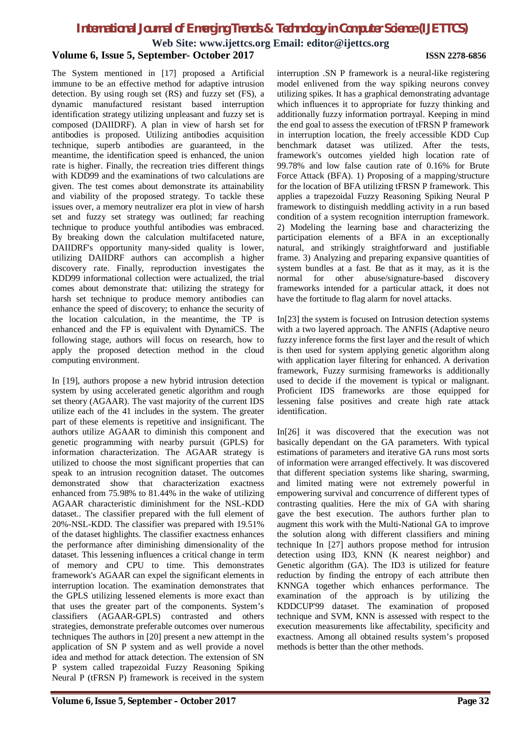The System mentioned in [17] proposed a Artificial immune to be an effective method for adaptive intrusion detection. By using rough set (RS) and fuzzy set (FS), a dynamic manufactured resistant based interruption identification strategy utilizing unpleasant and fuzzy set is composed (DAIIDRF). A plan in view of harsh set for antibodies is proposed. Utilizing antibodies acquisition technique, superb antibodies are guaranteed, in the meantime, the identification speed is enhanced, the union rate is higher. Finally, the recreation tries different things with KDD99 and the examinations of two calculations are given. The test comes about demonstrate its attainability and viability of the proposed strategy. To tackle these issues over, a memory neutralizer era plot in view of harsh set and fuzzy set strategy was outlined; far reaching technique to produce youthful antibodies was embraced. By breaking down the calculation multifaceted nature, DAIIDRF's opportunity many-sided quality is lower, utilizing DAIIDRF authors can accomplish a higher discovery rate. Finally, reproduction investigates the KDD99 informational collection were actualized, the trial comes about demonstrate that: utilizing the strategy for harsh set technique to produce memory antibodies can enhance the speed of discovery; to enhance the security of the location calculation, in the meantime, the TP is enhanced and the FP is equivalent with DynamiCS. The following stage, authors will focus on research, how to apply the proposed detection method in the cloud computing environment.

In [19], authors propose a new hybrid intrusion detection system by using accelerated genetic algorithm and rough set theory (AGAAR). The vast majority of the current IDS utilize each of the 41 includes in the system. The greater part of these elements is repetitive and insignificant. The authors utilize AGAAR to diminish this component and genetic programming with nearby pursuit (GPLS) for information characterization. The AGAAR strategy is utilized to choose the most significant properties that can speak to an intrusion recognition dataset. The outcomes demonstrated show that characterization exactness enhanced from 75.98% to 81.44% in the wake of utilizing AGAAR characteristic diminishment for the NSL-KDD dataset.. The classifier prepared with the full element of 20%-NSL-KDD. The classifier was prepared with 19.51% of the dataset highlights. The classifier exactness enhances the performance after diminishing dimensionality of the dataset. This lessening influences a critical change in term of memory and CPU to time. This demonstrates framework's AGAAR can expel the significant elements in interruption location. The examination demonstrates that the GPLS utilizing lessened elements is more exact than that uses the greater part of the components. System's classifiers (AGAAR-GPLS) contrasted and others strategies, demonstrate preferable outcomes over numerous techniques The authors in [20] present a new attempt in the application of SN P system and as well provide a novel idea and method for attack detection. The extension of SN P system called trapezoidal Fuzzy Reasoning Spiking Neural P (tFRSN P) framework is received in the system interruption .SN P framework is a neural-like registering model enlivened from the way spiking neurons convey utilizing spikes. It has a graphical demonstrating advantage which influences it to appropriate for fuzzy thinking and additionally fuzzy information portrayal. Keeping in mind the end goal to assess the execution of tFRSN P framework in interruption location, the freely accessible KDD Cup benchmark dataset was utilized. After the tests, framework's outcomes yielded high location rate of 99.78% and low false caution rate of 0.16% for Brute Force Attack (BFA). 1) Proposing of a mapping/structure for the location of BFA utilizing tFRSN P framework. This applies a trapezoidal Fuzzy Reasoning Spiking Neural P framework to distinguish meddling activity in a run based condition of a system recognition interruption framework. 2) Modeling the learning base and characterizing the participation elements of a BFA in an exceptionally natural, and strikingly straightforward and justifiable frame. 3) Analyzing and preparing expansive quantities of system bundles at a fast. Be that as it may, as it is the normal for other abuse/signature-based discovery frameworks intended for a particular attack, it does not have the fortitude to flag alarm for novel attacks.

In[23] the system is focused on Intrusion detection systems with a two layered approach. The ANFIS (Adaptive neuro fuzzy inference forms the first layer and the result of which is then used for system applying genetic algorithm along with application layer filtering for enhanced. A derivation framework, Fuzzy surmising frameworks is additionally used to decide if the movement is typical or malignant. Proficient IDS frameworks are those equipped for lessening false positives and create high rate attack identification.

In[26] it was discovered that the execution was not basically dependant on the GA parameters. With typical estimations of parameters and iterative GA runs most sorts of information were arranged effectively. It was discovered that different speciation systems like sharing, swarming, and limited mating were not extremely powerful in empowering survival and concurrence of different types of contrasting qualities. Here the mix of GA with sharing gave the best execution. The authors further plan to augment this work with the Multi-National GA to improve the solution along with different classifiers and mining technique In [27] authors propose method for intrusion detection using ID3, KNN (K nearest neighbor) and Genetic algorithm (GA). The ID3 is utilized for feature reduction by finding the entropy of each attribute then KNNGA together which enhances performance. The examination of the approach is by utilizing the KDDCUP'99 dataset. The examination of proposed technique and SVM, KNN is assessed with respect to the execution measurements like affectability, specificity and exactness. Among all obtained results system's proposed methods is better than the other methods.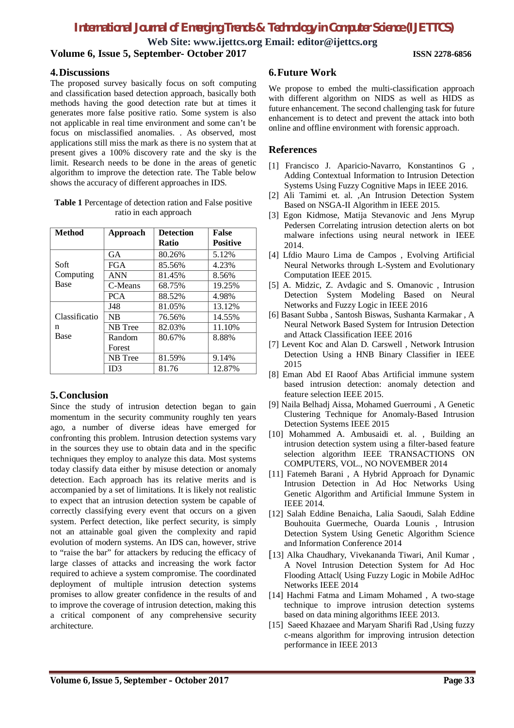## 4. Discussions

The proposed survey basically focus on soft computing and classification based detection approach, basically both methods having the good detection rate but at times it generates more false positive ratio. Some system is also not applicable in real time environment and some can't be focus on misclassified anomalies. . As observed, most applications still miss the mark as there is no system that at present gives a 100% discovery rate and the sky is the limit. Research needs to be done in the areas of genetic algorithm to improve the detection rate. The Table below shows the accuracy of different approaches in IDS.

**Table 1** Percentage of detection ration and False positive ratio in each approach

| Method | Approach | Detection Ratio | False Positive |
|---|---|---|---|
| Soft Computing Base | GA | 80.26% | 5.12% |
| | FGA | 85.56% | 4.23% |
| | ANN | 81.45% | 8.56% |
| | C-Means | 68.75% | 19.25% |
| | PCA | 88.52% | 4.98% |
| Classification Base | J48 | 81.05% | 13.12% |
| | NB | 76.56% | 14.55% |
| | NB Tree | 82.03% | 11.10% |
| | Random Forest | 80.67% | 8.88% |
| | NB Tree | 81.59% | 9.14% |
| | ID3 | 81.76 | 12.87% |

## 5. Conclusion

Since the study of intrusion detection began to gain momentum in the security community roughly ten years ago, a number of diverse ideas have emerged for confronting this problem. Intrusion detection systems vary in the sources they use to obtain data and in the specific techniques they employ to analyze this data. Most systems today classify data either by misuse detection or anomaly detection. Each approach has its relative merits and is accompanied by a set of limitations. It is likely not realistic to expect that an intrusion detection system be capable of correctly classifying every event that occurs on a given system. Perfect detection, like perfect security, is simply not an attainable goal given the complexity and rapid evolution of modern systems. An IDS can, however, strive to "raise the bar" for attackers by reducing the efficacy of large classes of attacks and increasing the work factor required to achieve a system compromise. The coordinated deployment of multiple intrusion detection systems promises to allow greater confidence in the results of and to improve the coverage of intrusion detection, making this a critical component of any comprehensive security architecture.

## 6. Future Work

We propose to embed the multi-classification approach with different algorithm on NIDS as well as HIDS as future enhancement. The second challenging task for future enhancement is to detect and prevent the attack into both online and offline environment with forensic approach.

## References

[1] Francisco J. Aparicio-Navarro, Konstantinos G , Adding Contextual Information to Intrusion Detection Systems Using Fuzzy Cognitive Maps in IEEE 2016.

[2] Ali Tamimi et. al. ,An Intrusion Detection System Based on NSGA-II Algorithm in IEEE 2015.

[3] Egon Kidmose, Matija Stevanovic and Jens Myrup Pedersen Correlating intrusion detection alerts on bot malware infections using neural network in IEEE 2014.

[4] Lfdio Mauro Lima de Campos , Evolving Artificial Neural Networks through L-System and Evolutionary Computation IEEE 2015.

[5] A. Midzic, Z. Avdagic and S. Omanovic , Intrusion Detection System Modeling Based on Neural Networks and Fuzzy Logic in IEEE 2016

[6] Basant Subba , Santosh Biswas, Sushanta Karmakar , A Neural Network Based System for Intrusion Detection and Attack Classification IEEE 2016

[7] Levent Koc and Alan D. Carswell , Network Intrusion Detection Using a HNB Binary Classifier in IEEE 2015

[8] Eman Abd EI Raoof Abas Artificial immune system based intrusion detection: anomaly detection and feature selection IEEE 2015.

[9] Naila Belhadj Aissa, Mohamed Guerroumi , A Genetic Clustering Technique for Anomaly-Based Intrusion Detection Systems IEEE 2015

[10] Mohammed A. Ambusaidi et. al. , Building an intrusion detection system using a filter-based feature selection algorithm IEEE TRANSACTIONS ON COMPUTERS, VOL., NO NOVEMBER 2014

[11] Fatemeh Barani , A Hybrid Approach for Dynamic Intrusion Detection in Ad Hoc Networks Using Genetic Algorithm and Artificial Immune System in IEEE 2014.

[12] Salah Eddine Benaicha, Lalia Saoudi, Salah Eddine Bouhouita Guermeche, Ouarda Lounis , Intrusion Detection System Using Genetic Algorithm Science and Information Conference 2014

[13] Alka Chaudhary, Vivekananda Tiwari, Anil Kumar , A Novel Intrusion Detection System for Ad Hoc Flooding Attacl( Using Fuzzy Logic in Mobile AdHoc Networks IEEE 2014

[14] Hachmi Fatma and Limam Mohamed , A two-stage technique to improve intrusion detection systems based on data mining algorithms IEEE 2013.

[15] Saeed Khazaee and Maryam Sharifi Rad ,Using fuzzy c-means algorithm for improving intrusion detection performance in IEEE 2013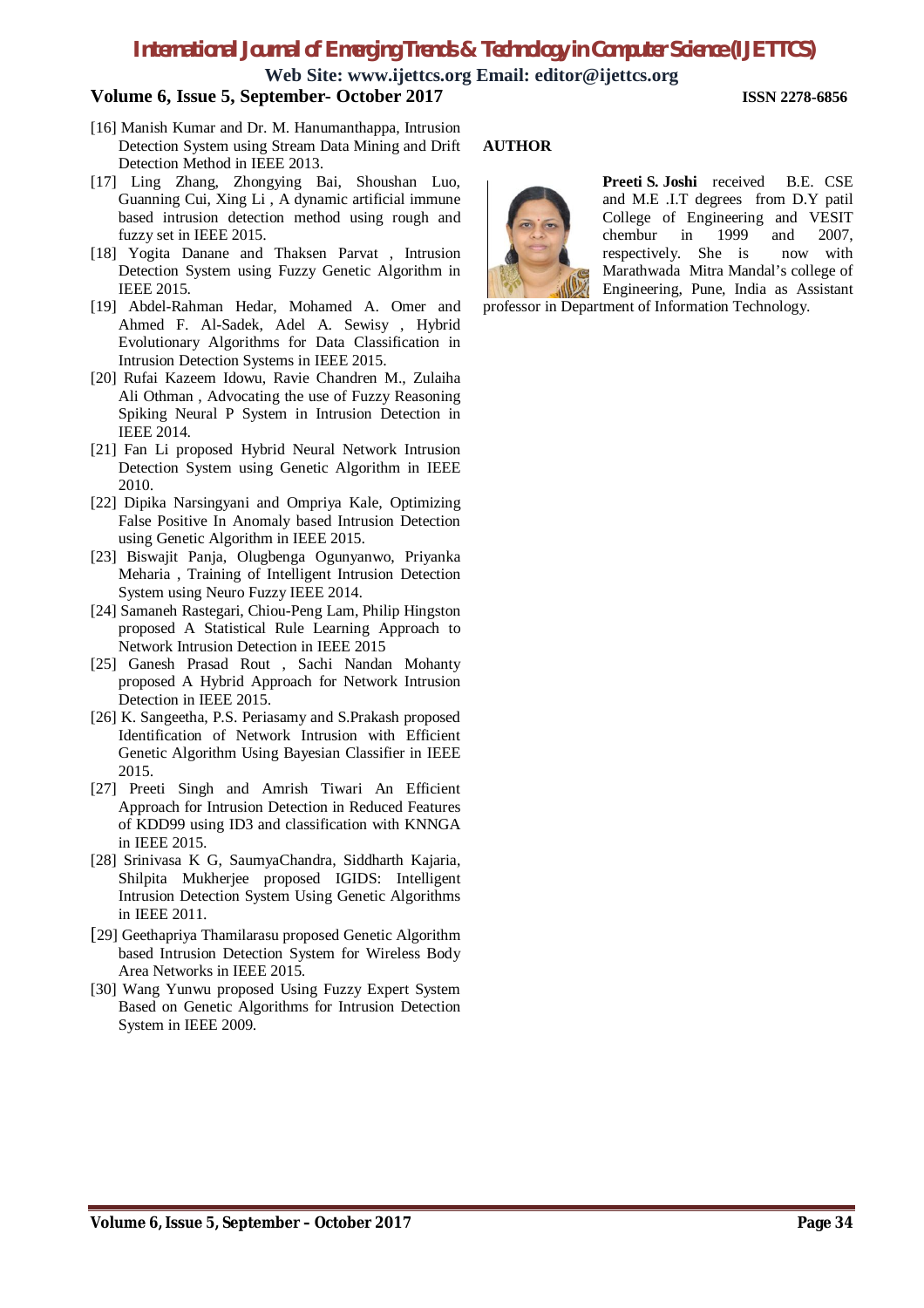[16] Manish Kumar and Dr. M. Hanumanthappa, Intrusion Detection System using Stream Data Mining and Drift Detection Method in IEEE 2013.

[17] Ling Zhang, Zhongying Bai, Shoushan Luo, Guanning Cui, Xing Li , A dynamic artificial immune based intrusion detection method using rough and fuzzy set in IEEE 2015.

[18] Yogita Danane and Thaksen Parvat , Intrusion Detection System using Fuzzy Genetic Algorithm in IEEE 2015.

[19] Abdel-Rahman Hedar, Mohamed A. Omer and Ahmed F. Al-Sadek, Adel A. Sewisy , Hybrid Evolutionary Algorithms for Data Classification in Intrusion Detection Systems in IEEE 2015.

[20] Rufai Kazeem Idowu, Ravie Chandren M., Zulaiha Ali Othman , Advocating the use of Fuzzy Reasoning Spiking Neural P System in Intrusion Detection in IEEE 2014.

[21] Fan Li proposed Hybrid Neural Network Intrusion Detection System using Genetic Algorithm in IEEE 2010.

[22] Dipika Narsingyani and Ompriya Kale, Optimizing False Positive In Anomaly based Intrusion Detection using Genetic Algorithm in IEEE 2015.

[23] Biswajit Panja, Olugbenga Ogunyanwo, Priyanka Meharia , Training of Intelligent Intrusion Detection System using Neuro Fuzzy IEEE 2014.

[24] Samaneh Rastegari, Chiou-Peng Lam, Philip Hingston proposed A Statistical Rule Learning Approach to Network Intrusion Detection in IEEE 2015

[25] Ganesh Prasad Rout , Sachi Nandan Mohanty proposed A Hybrid Approach for Network Intrusion Detection in IEEE 2015.

[26] K. Sangeetha, P.S. Periasamy and S.Prakash proposed Identification of Network Intrusion with Efficient Genetic Algorithm Using Bayesian Classifier in IEEE 2015.

[27] Preeti Singh and Amrish Tiwari An Efficient Approach for Intrusion Detection in Reduced Features of KDD99 using ID3 and classification with KNNGA in IEEE 2015.

[28] Srinivasa K G, SaumyaChandra, Siddharth Kajaria, Shilpita Mukherjee proposed IGIDS: Intelligent Intrusion Detection System Using Genetic Algorithms in IEEE 2011.

[29] Geethapriya Thamilarasu proposed Genetic Algorithm based Intrusion Detection System for Wireless Body Area Networks in IEEE 2015.

[30] Wang Yunwu proposed Using Fuzzy Expert System Based on Genetic Algorithms for Intrusion Detection System in IEEE 2009.

**AUTHOR**

**Preeti S. Joshi** received B.E. CSE and M.E .I.T degrees from D.Y patil College of Engineering and VESIT chembur in 1999 and 2007, respectively. She is now with Marathwada Mitra Mandal's college of Engineering, Pune, India as Assistant professor in Department of Information Technology.